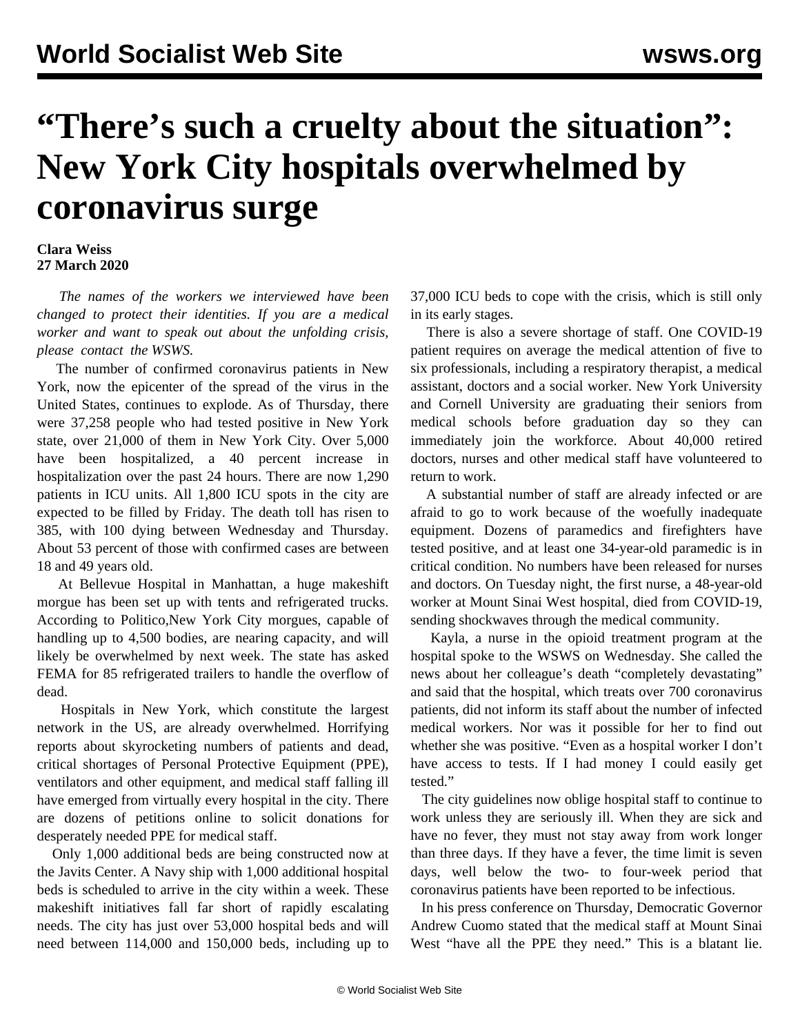# "There's such a cruelty about the situation": New York City hospitals overwhelmed by coronavirus surge

**Clara Weiss**
**27 March 2020**

*The names of the workers we interviewed have been changed to protect their identities. If you are a medical worker and want to speak out about the unfolding crisis, please contact the WSWS.*

The number of confirmed coronavirus patients in New York, now the epicenter of the spread of the virus in the United States, continues to explode. As of Thursday, there were 37,258 people who had tested positive in New York state, over 21,000 of them in New York City. Over 5,000 have been hospitalized, a 40 percent increase in hospitalization over the past 24 hours. There are now 1,290 patients in ICU units. All 1,800 ICU spots in the city are expected to be filled by Friday. The death toll has risen to 385, with 100 dying between Wednesday and Thursday. About 53 percent of those with confirmed cases are between 18 and 49 years old.

At Bellevue Hospital in Manhattan, a huge makeshift morgue has been set up with tents and refrigerated trucks. According to Politico,New York City morgues, capable of handling up to 4,500 bodies, are nearing capacity, and will likely be overwhelmed by next week. The state has asked FEMA for 85 refrigerated trailers to handle the overflow of dead.

Hospitals in New York, which constitute the largest network in the US, are already overwhelmed. Horrifying reports about skyrocketing numbers of patients and dead, critical shortages of Personal Protective Equipment (PPE), ventilators and other equipment, and medical staff falling ill have emerged from virtually every hospital in the city. There are dozens of petitions online to solicit donations for desperately needed PPE for medical staff.

Only 1,000 additional beds are being constructed now at the Javits Center. A Navy ship with 1,000 additional hospital beds is scheduled to arrive in the city within a week. These makeshift initiatives fall far short of rapidly escalating needs. The city has just over 53,000 hospital beds and will need between 114,000 and 150,000 beds, including up to 37,000 ICU beds to cope with the crisis, which is still only in its early stages.

There is also a severe shortage of staff. One COVID-19 patient requires on average the medical attention of five to six professionals, including a respiratory therapist, a medical assistant, doctors and a social worker. New York University and Cornell University are graduating their seniors from medical schools before graduation day so they can immediately join the workforce. About 40,000 retired doctors, nurses and other medical staff have volunteered to return to work.

A substantial number of staff are already infected or are afraid to go to work because of the woefully inadequate equipment. Dozens of paramedics and firefighters have tested positive, and at least one 34-year-old paramedic is in critical condition. No numbers have been released for nurses and doctors. On Tuesday night, the first nurse, a 48-year-old worker at Mount Sinai West hospital, died from COVID-19, sending shockwaves through the medical community.

Kayla, a nurse in the opioid treatment program at the hospital spoke to the WSWS on Wednesday. She called the news about her colleague's death "completely devastating" and said that the hospital, which treats over 700 coronavirus patients, did not inform its staff about the number of infected medical workers. Nor was it possible for her to find out whether she was positive. "Even as a hospital worker I don't have access to tests. If I had money I could easily get tested."

The city guidelines now oblige hospital staff to continue to work unless they are seriously ill. When they are sick and have no fever, they must not stay away from work longer than three days. If they have a fever, the time limit is seven days, well below the two- to four-week period that coronavirus patients have been reported to be infectious.

In his press conference on Thursday, Democratic Governor Andrew Cuomo stated that the medical staff at Mount Sinai West "have all the PPE they need." This is a blatant lie.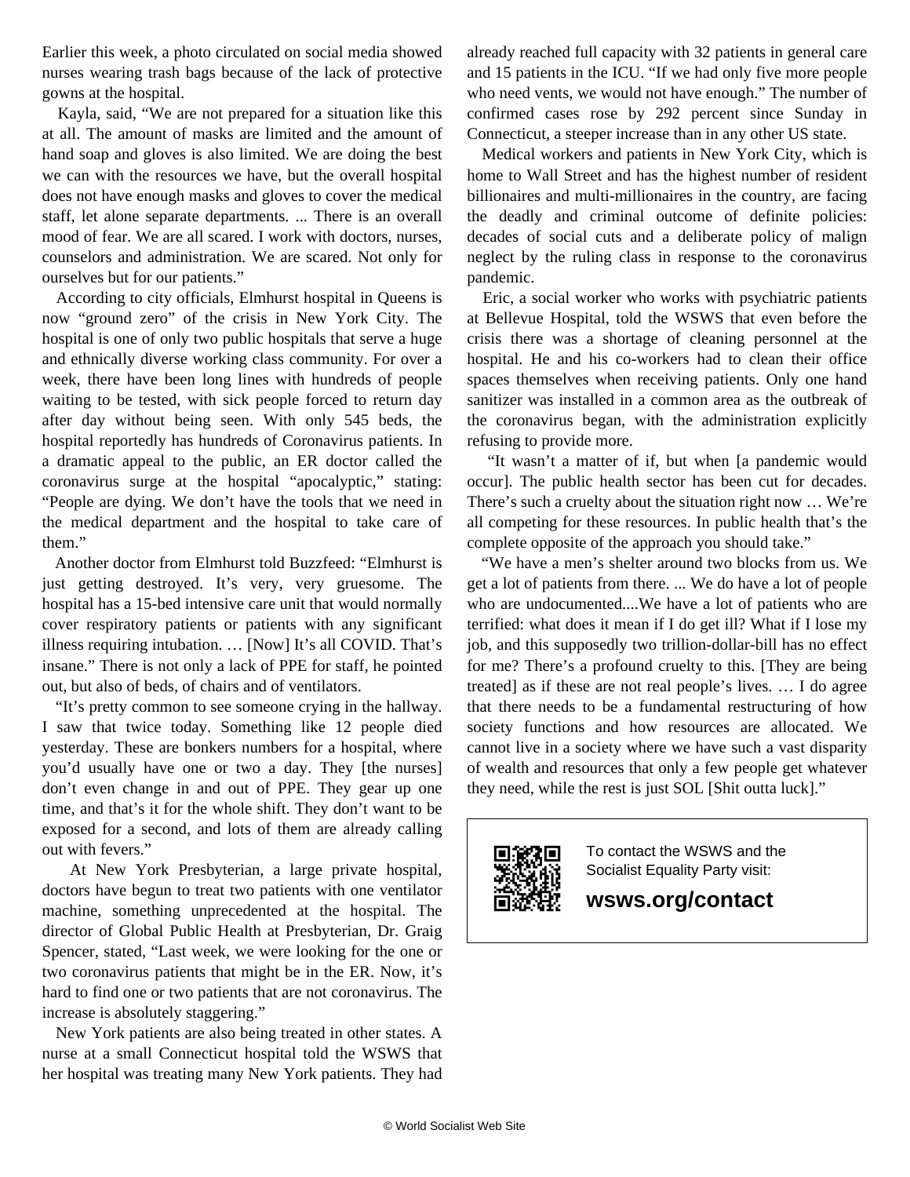Earlier this week, a photo circulated on social media showed nurses wearing trash bags because of the lack of protective gowns at the hospital.

Kayla, said, "We are not prepared for a situation like this at all. The amount of masks are limited and the amount of hand soap and gloves is also limited. We are doing the best we can with the resources we have, but the overall hospital does not have enough masks and gloves to cover the medical staff, let alone separate departments. ... There is an overall mood of fear. We are all scared. I work with doctors, nurses, counselors and administration. We are scared. Not only for ourselves but for our patients."

According to city officials, Elmhurst hospital in Queens is now "ground zero" of the crisis in New York City. The hospital is one of only two public hospitals that serve a huge and ethnically diverse working class community. For over a week, there have been long lines with hundreds of people waiting to be tested, with sick people forced to return day after day without being seen. With only 545 beds, the hospital reportedly has hundreds of Coronavirus patients. In a dramatic appeal to the public, an ER doctor called the coronavirus surge at the hospital "apocalyptic," stating: "People are dying. We don't have the tools that we need in the medical department and the hospital to take care of them."

Another doctor from Elmhurst told Buzzfeed: "Elmhurst is just getting destroyed. It's very, very gruesome. The hospital has a 15-bed intensive care unit that would normally cover respiratory patients or patients with any significant illness requiring intubation. … [Now] It's all COVID. That's insane." There is not only a lack of PPE for staff, he pointed out, but also of beds, of chairs and of ventilators.

"It's pretty common to see someone crying in the hallway. I saw that twice today. Something like 12 people died yesterday. These are bonkers numbers for a hospital, where you'd usually have one or two a day. They [the nurses] don't even change in and out of PPE. They gear up one time, and that's it for the whole shift. They don't want to be exposed for a second, and lots of them are already calling out with fevers."

At New York Presbyterian, a large private hospital, doctors have begun to treat two patients with one ventilator machine, something unprecedented at the hospital. The director of Global Public Health at Presbyterian, Dr. Graig Spencer, stated, "Last week, we were looking for the one or two coronavirus patients that might be in the ER. Now, it's hard to find one or two patients that are not coronavirus. The increase is absolutely staggering."

New York patients are also being treated in other states. A nurse at a small Connecticut hospital told the WSWS that her hospital was treating many New York patients. They had already reached full capacity with 32 patients in general care and 15 patients in the ICU. "If we had only five more people who need vents, we would not have enough." The number of confirmed cases rose by 292 percent since Sunday in Connecticut, a steeper increase than in any other US state.

Medical workers and patients in New York City, which is home to Wall Street and has the highest number of resident billionaires and multi-millionaires in the country, are facing the deadly and criminal outcome of definite policies: decades of social cuts and a deliberate policy of malign neglect by the ruling class in response to the coronavirus pandemic.

Eric, a social worker who works with psychiatric patients at Bellevue Hospital, told the WSWS that even before the crisis there was a shortage of cleaning personnel at the hospital. He and his co-workers had to clean their office spaces themselves when receiving patients. Only one hand sanitizer was installed in a common area as the outbreak of the coronavirus began, with the administration explicitly refusing to provide more.

"It wasn't a matter of if, but when [a pandemic would occur]. The public health sector has been cut for decades. There's such a cruelty about the situation right now … We're all competing for these resources. In public health that's the complete opposite of the approach you should take."

"We have a men's shelter around two blocks from us. We get a lot of patients from there. ... We do have a lot of people who are undocumented....We have a lot of patients who are terrified: what does it mean if I do get ill? What if I lose my job, and this supposedly two trillion-dollar-bill has no effect for me? There's a profound cruelty to this. [They are being treated] as if these are not real people's lives. … I do agree that there needs to be a fundamental restructuring of how society functions and how resources are allocated. We cannot live in a society where we have such a vast disparity of wealth and resources that only a few people get whatever they need, while the rest is just SOL [Shit outta luck]."

To contact the WSWS and the Socialist Equality Party visit:

**wsws.org/contact**